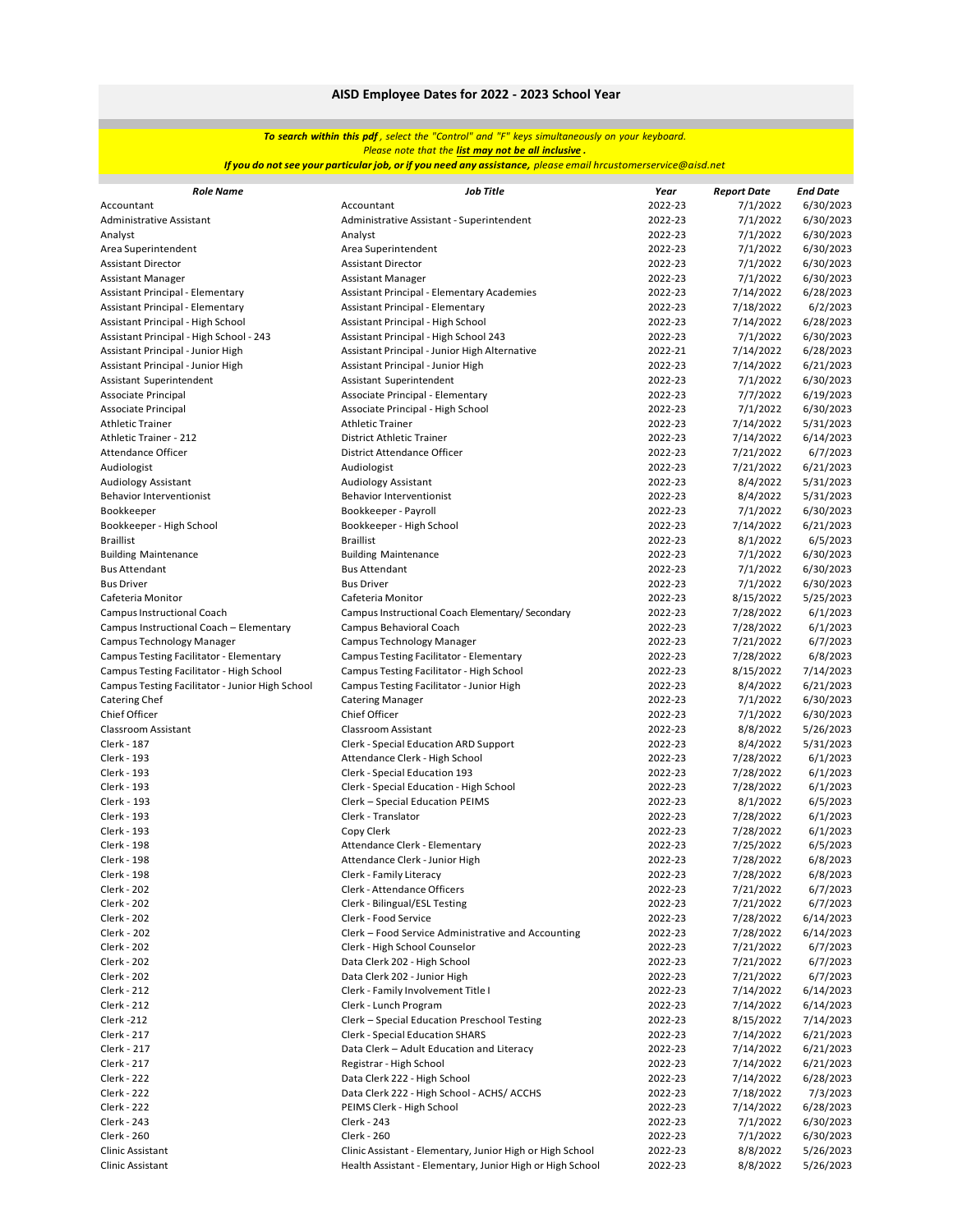## AISD Employee Dates for 2022 - 2023 School Year

***To search within this pdf**, select the "Control" and "F" keys simultaneously on your keyboard.*
*Please note that the **list may not be all inclusive**.*
***If you do not see your particular job, or if you need any assistance,** please email hrcustomerservice@aisd.net*

| Role Name | Job Title | Year | Report Date | End Date |
|---|---|---|---|---|
| Accountant | Accountant | 2022-23 | 7/1/2022 | 6/30/2023 |
| Administrative Assistant | Administrative Assistant - Superintendent | 2022-23 | 7/1/2022 | 6/30/2023 |
| Analyst | Analyst | 2022-23 | 7/1/2022 | 6/30/2023 |
| Area Superintendent | Area Superintendent | 2022-23 | 7/1/2022 | 6/30/2023 |
| Assistant Director | Assistant Director | 2022-23 | 7/1/2022 | 6/30/2023 |
| Assistant Manager | Assistant Manager | 2022-23 | 7/1/2022 | 6/30/2023 |
| Assistant Principal - Elementary | Assistant Principal - Elementary Academies | 2022-23 | 7/14/2022 | 6/28/2023 |
| Assistant Principal - Elementary | Assistant Principal - Elementary | 2022-23 | 7/18/2022 | 6/2/2023 |
| Assistant Principal - High School | Assistant Principal - High School | 2022-23 | 7/14/2022 | 6/28/2023 |
| Assistant Principal - High School - 243 | Assistant Principal - High School 243 | 2022-23 | 7/1/2022 | 6/30/2023 |
| Assistant Principal - Junior High | Assistant Principal - Junior High Alternative | 2022-21 | 7/14/2022 | 6/28/2023 |
| Assistant Principal - Junior High | Assistant Principal - Junior High | 2022-23 | 7/14/2022 | 6/21/2023 |
| Assistant Superintendent | Assistant Superintendent | 2022-23 | 7/1/2022 | 6/30/2023 |
| Associate Principal | Associate Principal - Elementary | 2022-23 | 7/7/2022 | 6/19/2023 |
| Associate Principal | Associate Principal - High School | 2022-23 | 7/1/2022 | 6/30/2023 |
| Athletic Trainer | Athletic Trainer | 2022-23 | 7/14/2022 | 5/31/2023 |
| Athletic Trainer - 212 | District Athletic Trainer | 2022-23 | 7/14/2022 | 6/14/2023 |
| Attendance Officer | District Attendance Officer | 2022-23 | 7/21/2022 | 6/7/2023 |
| Audiologist | Audiologist | 2022-23 | 7/21/2022 | 6/21/2023 |
| Audiology Assistant | Audiology Assistant | 2022-23 | 8/4/2022 | 5/31/2023 |
| Behavior Interventionist | Behavior Interventionist | 2022-23 | 8/4/2022 | 5/31/2023 |
| Bookkeeper | Bookkeeper - Payroll | 2022-23 | 7/1/2022 | 6/30/2023 |
| Bookkeeper - High School | Bookkeeper - High School | 2022-23 | 7/14/2022 | 6/21/2023 |
| Braillist | Braillist | 2022-23 | 8/1/2022 | 6/5/2023 |
| Building Maintenance | Building Maintenance | 2022-23 | 7/1/2022 | 6/30/2023 |
| Bus Attendant | Bus Attendant | 2022-23 | 7/1/2022 | 6/30/2023 |
| Bus Driver | Bus Driver | 2022-23 | 7/1/2022 | 6/30/2023 |
| Cafeteria Monitor | Cafeteria Monitor | 2022-23 | 8/15/2022 | 5/25/2023 |
| Campus Instructional Coach | Campus Instructional Coach Elementary/ Secondary | 2022-23 | 7/28/2022 | 6/1/2023 |
| Campus Instructional Coach – Elementary | Campus Behavioral Coach | 2022-23 | 7/28/2022 | 6/1/2023 |
| Campus Technology Manager | Campus Technology Manager | 2022-23 | 7/21/2022 | 6/7/2023 |
| Campus Testing Facilitator - Elementary | Campus Testing Facilitator - Elementary | 2022-23 | 7/28/2022 | 6/8/2023 |
| Campus Testing Facilitator - High School | Campus Testing Facilitator - High School | 2022-23 | 8/15/2022 | 7/14/2023 |
| Campus Testing Facilitator - Junior High School | Campus Testing Facilitator - Junior High | 2022-23 | 8/4/2022 | 6/21/2023 |
| Catering Chef | Catering Manager | 2022-23 | 7/1/2022 | 6/30/2023 |
| Chief Officer | Chief Officer | 2022-23 | 7/1/2022 | 6/30/2023 |
| Classroom Assistant | Classroom Assistant | 2022-23 | 8/8/2022 | 5/26/2023 |
| Clerk - 187 | Clerk - Special Education ARD Support | 2022-23 | 8/4/2022 | 5/31/2023 |
| Clerk - 193 | Attendance Clerk - High School | 2022-23 | 7/28/2022 | 6/1/2023 |
| Clerk - 193 | Clerk - Special Education 193 | 2022-23 | 7/28/2022 | 6/1/2023 |
| Clerk - 193 | Clerk - Special Education - High School | 2022-23 | 7/28/2022 | 6/1/2023 |
| Clerk - 193 | Clerk – Special Education PEIMS | 2022-23 | 8/1/2022 | 6/5/2023 |
| Clerk - 193 | Clerk - Translator | 2022-23 | 7/28/2022 | 6/1/2023 |
| Clerk - 193 | Copy Clerk | 2022-23 | 7/28/2022 | 6/1/2023 |
| Clerk - 198 | Attendance Clerk - Elementary | 2022-23 | 7/25/2022 | 6/5/2023 |
| Clerk - 198 | Attendance Clerk - Junior High | 2022-23 | 7/28/2022 | 6/8/2023 |
| Clerk - 198 | Clerk - Family Literacy | 2022-23 | 7/28/2022 | 6/8/2023 |
| Clerk - 202 | Clerk - Attendance Officers | 2022-23 | 7/21/2022 | 6/7/2023 |
| Clerk - 202 | Clerk - Bilingual/ESL Testing | 2022-23 | 7/21/2022 | 6/7/2023 |
| Clerk - 202 | Clerk - Food Service | 2022-23 | 7/28/2022 | 6/14/2023 |
| Clerk - 202 | Clerk – Food Service Administrative and Accounting | 2022-23 | 7/28/2022 | 6/14/2023 |
| Clerk - 202 | Clerk - High School Counselor | 2022-23 | 7/21/2022 | 6/7/2023 |
| Clerk - 202 | Data Clerk 202 - High School | 2022-23 | 7/21/2022 | 6/7/2023 |
| Clerk - 202 | Data Clerk 202 - Junior High | 2022-23 | 7/21/2022 | 6/7/2023 |
| Clerk - 212 | Clerk - Family Involvement Title I | 2022-23 | 7/14/2022 | 6/14/2023 |
| Clerk - 212 | Clerk - Lunch Program | 2022-23 | 7/14/2022 | 6/14/2023 |
| Clerk -212 | Clerk – Special Education Preschool Testing | 2022-23 | 8/15/2022 | 7/14/2023 |
| Clerk - 217 | Clerk - Special Education SHARS | 2022-23 | 7/14/2022 | 6/21/2023 |
| Clerk - 217 | Data Clerk – Adult Education and Literacy | 2022-23 | 7/14/2022 | 6/21/2023 |
| Clerk - 217 | Registrar - High School | 2022-23 | 7/14/2022 | 6/21/2023 |
| Clerk - 222 | Data Clerk 222 - High School | 2022-23 | 7/14/2022 | 6/28/2023 |
| Clerk - 222 | Data Clerk 222 - High School - ACHS/ ACCHS | 2022-23 | 7/18/2022 | 7/3/2023 |
| Clerk - 222 | PEIMS Clerk - High School | 2022-23 | 7/14/2022 | 6/28/2023 |
| Clerk - 243 | Clerk - 243 | 2022-23 | 7/1/2022 | 6/30/2023 |
| Clerk - 260 | Clerk - 260 | 2022-23 | 7/1/2022 | 6/30/2023 |
| Clinic Assistant | Clinic Assistant - Elementary, Junior High or High School | 2022-23 | 8/8/2022 | 5/26/2023 |
| Clinic Assistant | Health Assistant - Elementary, Junior High or High School | 2022-23 | 8/8/2022 | 5/26/2023 |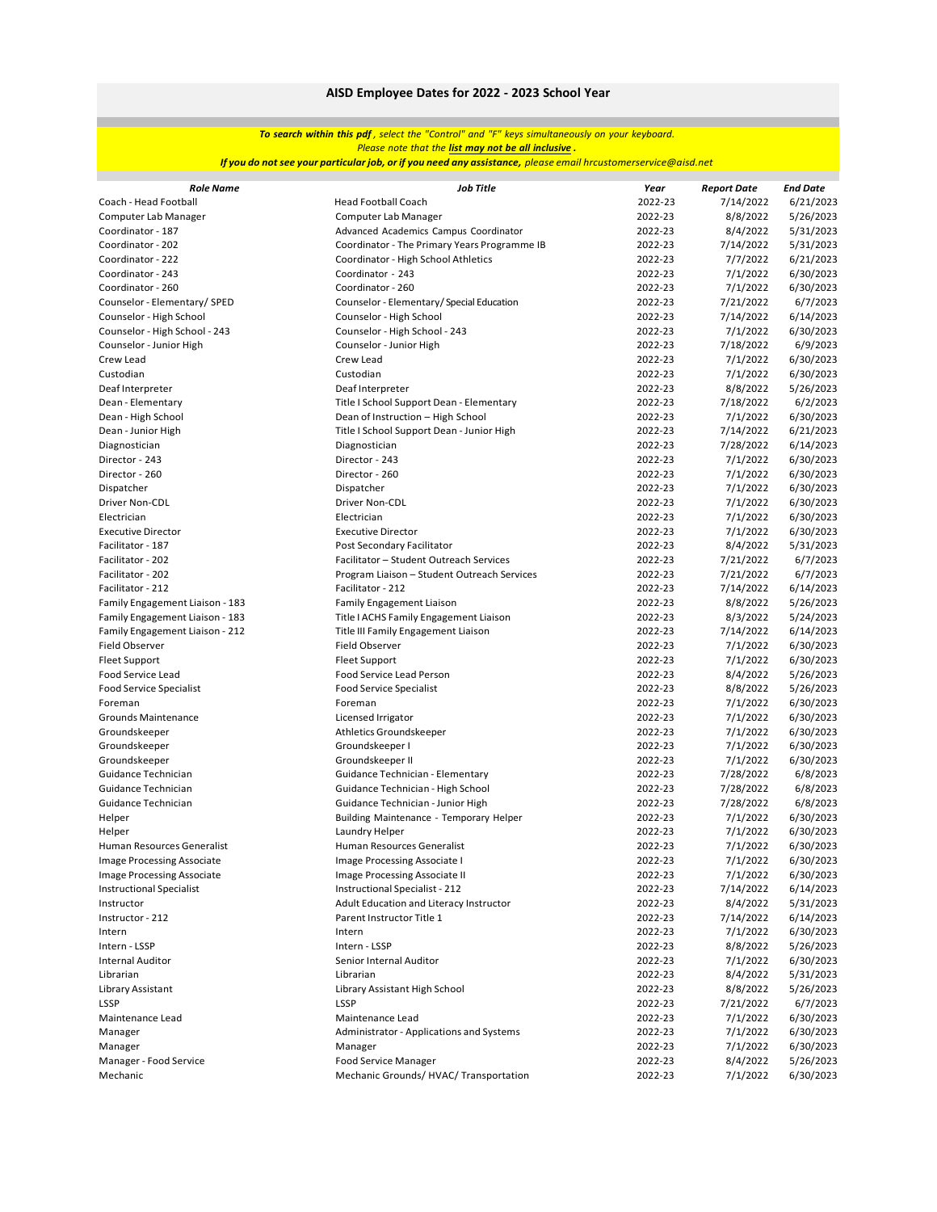## AISD Employee Dates for 2022 - 2023 School Year

***To search within this pdf**, select the "Control" and "F" keys simultaneously on your keyboard.*
*Please note that the **list may not be all inclusive**.*
***If you do not see your particular job, or if you need any assistance,** please email hrcustomerservice@aisd.net*

| *Role Name* | *Job Title* | *Year* | *Report Date* | *End Date* |
|---|---|---|---|---|
| Coach - Head Football | Head Football Coach | 2022-23 | 7/14/2022 | 6/21/2023 |
| Computer Lab Manager | Computer Lab Manager | 2022-23 | 8/8/2022 | 5/26/2023 |
| Coordinator - 187 | Advanced Academics Campus Coordinator | 2022-23 | 8/4/2022 | 5/31/2023 |
| Coordinator - 202 | Coordinator - The Primary Years Programme IB | 2022-23 | 7/14/2022 | 5/31/2023 |
| Coordinator - 222 | Coordinator - High School Athletics | 2022-23 | 7/7/2022 | 6/21/2023 |
| Coordinator - 243 | Coordinator - 243 | 2022-23 | 7/1/2022 | 6/30/2023 |
| Coordinator - 260 | Coordinator - 260 | 2022-23 | 7/1/2022 | 6/30/2023 |
| Counselor - Elementary/ SPED | Counselor - Elementary/ Special Education | 2022-23 | 7/21/2022 | 6/7/2023 |
| Counselor - High School | Counselor - High School | 2022-23 | 7/14/2022 | 6/14/2023 |
| Counselor - High School - 243 | Counselor - High School - 243 | 2022-23 | 7/1/2022 | 6/30/2023 |
| Counselor - Junior High | Counselor - Junior High | 2022-23 | 7/18/2022 | 6/9/2023 |
| Crew Lead | Crew Lead | 2022-23 | 7/1/2022 | 6/30/2023 |
| Custodian | Custodian | 2022-23 | 7/1/2022 | 6/30/2023 |
| Deaf Interpreter | Deaf Interpreter | 2022-23 | 8/8/2022 | 5/26/2023 |
| Dean - Elementary | Title I School Support Dean - Elementary | 2022-23 | 7/18/2022 | 6/2/2023 |
| Dean - High School | Dean of Instruction – High School | 2022-23 | 7/1/2022 | 6/30/2023 |
| Dean - Junior High | Title I School Support Dean - Junior High | 2022-23 | 7/14/2022 | 6/21/2023 |
| Diagnostician | Diagnostician | 2022-23 | 7/28/2022 | 6/14/2023 |
| Director - 243 | Director - 243 | 2022-23 | 7/1/2022 | 6/30/2023 |
| Director - 260 | Director - 260 | 2022-23 | 7/1/2022 | 6/30/2023 |
| Dispatcher | Dispatcher | 2022-23 | 7/1/2022 | 6/30/2023 |
| Driver Non-CDL | Driver Non-CDL | 2022-23 | 7/1/2022 | 6/30/2023 |
| Electrician | Electrician | 2022-23 | 7/1/2022 | 6/30/2023 |
| Executive Director | Executive Director | 2022-23 | 7/1/2022 | 6/30/2023 |
| Facilitator - 187 | Post Secondary Facilitator | 2022-23 | 8/4/2022 | 5/31/2023 |
| Facilitator - 202 | Facilitator – Student Outreach Services | 2022-23 | 7/21/2022 | 6/7/2023 |
| Facilitator - 202 | Program Liaison – Student Outreach Services | 2022-23 | 7/21/2022 | 6/7/2023 |
| Facilitator - 212 | Facilitator - 212 | 2022-23 | 7/14/2022 | 6/14/2023 |
| Family Engagement Liaison - 183 | Family Engagement Liaison | 2022-23 | 8/8/2022 | 5/26/2023 |
| Family Engagement Liaison - 183 | Title I ACHS Family Engagement Liaison | 2022-23 | 8/3/2022 | 5/24/2023 |
| Family Engagement Liaison - 212 | Title III Family Engagement Liaison | 2022-23 | 7/14/2022 | 6/14/2023 |
| Field Observer | Field Observer | 2022-23 | 7/1/2022 | 6/30/2023 |
| Fleet Support | Fleet Support | 2022-23 | 7/1/2022 | 6/30/2023 |
| Food Service Lead | Food Service Lead Person | 2022-23 | 8/4/2022 | 5/26/2023 |
| Food Service Specialist | Food Service Specialist | 2022-23 | 8/8/2022 | 5/26/2023 |
| Foreman | Foreman | 2022-23 | 7/1/2022 | 6/30/2023 |
| Grounds Maintenance | Licensed Irrigator | 2022-23 | 7/1/2022 | 6/30/2023 |
| Groundskeeper | Athletics Groundskeeper | 2022-23 | 7/1/2022 | 6/30/2023 |
| Groundskeeper | Groundskeeper I | 2022-23 | 7/1/2022 | 6/30/2023 |
| Groundskeeper | Groundskeeper II | 2022-23 | 7/1/2022 | 6/30/2023 |
| Guidance Technician | Guidance Technician - Elementary | 2022-23 | 7/28/2022 | 6/8/2023 |
| Guidance Technician | Guidance Technician - High School | 2022-23 | 7/28/2022 | 6/8/2023 |
| Guidance Technician | Guidance Technician - Junior High | 2022-23 | 7/28/2022 | 6/8/2023 |
| Helper | Building Maintenance - Temporary Helper | 2022-23 | 7/1/2022 | 6/30/2023 |
| Helper | Laundry Helper | 2022-23 | 7/1/2022 | 6/30/2023 |
| Human Resources Generalist | Human Resources Generalist | 2022-23 | 7/1/2022 | 6/30/2023 |
| Image Processing Associate | Image Processing Associate I | 2022-23 | 7/1/2022 | 6/30/2023 |
| Image Processing Associate | Image Processing Associate II | 2022-23 | 7/1/2022 | 6/30/2023 |
| Instructional Specialist | Instructional Specialist - 212 | 2022-23 | 7/14/2022 | 6/14/2023 |
| Instructor | Adult Education and Literacy Instructor | 2022-23 | 8/4/2022 | 5/31/2023 |
| Instructor - 212 | Parent Instructor Title 1 | 2022-23 | 7/14/2022 | 6/14/2023 |
| Intern | Intern | 2022-23 | 7/1/2022 | 6/30/2023 |
| Intern - LSSP | Intern - LSSP | 2022-23 | 8/8/2022 | 5/26/2023 |
| Internal Auditor | Senior Internal Auditor | 2022-23 | 7/1/2022 | 6/30/2023 |
| Librarian | Librarian | 2022-23 | 8/4/2022 | 5/31/2023 |
| Library Assistant | Library Assistant High School | 2022-23 | 8/8/2022 | 5/26/2023 |
| LSSP | LSSP | 2022-23 | 7/21/2022 | 6/7/2023 |
| Maintenance Lead | Maintenance Lead | 2022-23 | 7/1/2022 | 6/30/2023 |
| Manager | Administrator - Applications and Systems | 2022-23 | 7/1/2022 | 6/30/2023 |
| Manager | Manager | 2022-23 | 7/1/2022 | 6/30/2023 |
| Manager - Food Service | Food Service Manager | 2022-23 | 8/4/2022 | 5/26/2023 |
| Mechanic | Mechanic Grounds/ HVAC/ Transportation | 2022-23 | 7/1/2022 | 6/30/2023 |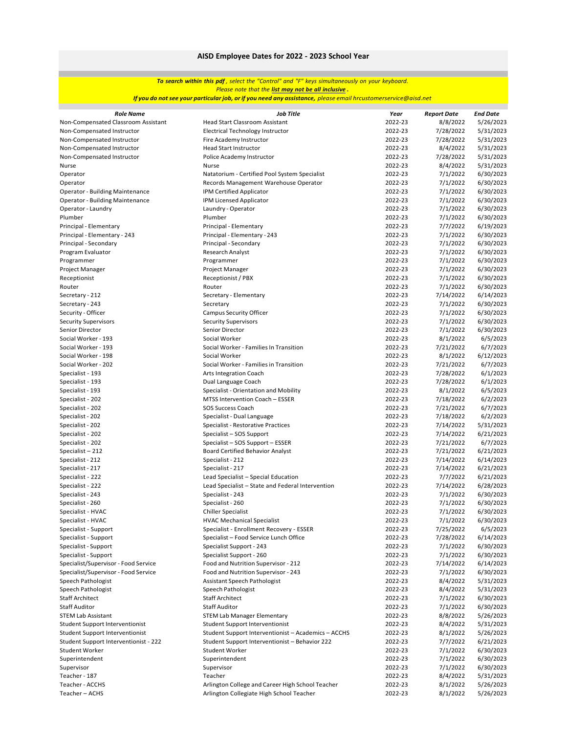## AISD Employee Dates for 2022 - 2023 School Year

***To search within this pdf**, select the "Control" and "F" keys simultaneously on your keyboard.*
*Please note that the **list may not be all inclusive**.*
***If you do not see your particular job, or if you need any assistance,** please email hrcustomerservice@aisd.net*

| Role Name | Job Title | Year | Report Date | End Date |
|---|---|---|---|---|
| Non-Compensated Classroom Assistant | Head Start Classroom Assistant | 2022-23 | 8/8/2022 | 5/26/2023 |
| Non-Compensated Instructor | Electrical Technology Instructor | 2022-23 | 7/28/2022 | 5/31/2023 |
| Non-Compensated Instructor | Fire Academy Instructor | 2022-23 | 7/28/2022 | 5/31/2023 |
| Non-Compensated Instructor | Head Start Instructor | 2022-23 | 8/4/2022 | 5/31/2023 |
| Non-Compensated Instructor | Police Academy Instructor | 2022-23 | 7/28/2022 | 5/31/2023 |
| Nurse | Nurse | 2022-23 | 8/4/2022 | 5/31/2023 |
| Operator | Natatorium - Certified Pool System Specialist | 2022-23 | 7/1/2022 | 6/30/2023 |
| Operator | Records Management Warehouse Operator | 2022-23 | 7/1/2022 | 6/30/2023 |
| Operator - Building Maintenance | IPM Certified Applicator | 2022-23 | 7/1/2022 | 6/30/2023 |
| Operator - Building Maintenance | IPM Licensed Applicator | 2022-23 | 7/1/2022 | 6/30/2023 |
| Operator - Laundry | Laundry - Operator | 2022-23 | 7/1/2022 | 6/30/2023 |
| Plumber | Plumber | 2022-23 | 7/1/2022 | 6/30/2023 |
| Principal - Elementary | Principal - Elementary | 2022-23 | 7/7/2022 | 6/19/2023 |
| Principal - Elementary - 243 | Principal - Elementary - 243 | 2022-23 | 7/1/2022 | 6/30/2023 |
| Principal - Secondary | Principal - Secondary | 2022-23 | 7/1/2022 | 6/30/2023 |
| Program Evaluator | Research Analyst | 2022-23 | 7/1/2022 | 6/30/2023 |
| Programmer | Programmer | 2022-23 | 7/1/2022 | 6/30/2023 |
| Project Manager | Project Manager | 2022-23 | 7/1/2022 | 6/30/2023 |
| Receptionist | Receptionist / PBX | 2022-23 | 7/1/2022 | 6/30/2023 |
| Router | Router | 2022-23 | 7/1/2022 | 6/30/2023 |
| Secretary - 212 | Secretary - Elementary | 2022-23 | 7/14/2022 | 6/14/2023 |
| Secretary - 243 | Secretary | 2022-23 | 7/1/2022 | 6/30/2023 |
| Security - Officer | Campus Security Officer | 2022-23 | 7/1/2022 | 6/30/2023 |
| Security Supervisors | Security Supervisors | 2022-23 | 7/1/2022 | 6/30/2023 |
| Senior Director | Senior Director | 2022-23 | 7/1/2022 | 6/30/2023 |
| Social Worker - 193 | Social Worker | 2022-23 | 8/1/2022 | 6/5/2023 |
| Social Worker - 193 | Social Worker - Families In Transition | 2022-23 | 7/21/2022 | 6/7/2023 |
| Social Worker - 198 | Social Worker | 2022-23 | 8/1/2022 | 6/12/2023 |
| Social Worker - 202 | Social Worker - Families in Transition | 2022-23 | 7/21/2022 | 6/7/2023 |
| Specialist - 193 | Arts Integration Coach | 2022-23 | 7/28/2022 | 6/1/2023 |
| Specialist - 193 | Dual Language Coach | 2022-23 | 7/28/2022 | 6/1/2023 |
| Specialist - 193 | Specialist - Orientation and Mobility | 2022-23 | 8/1/2022 | 6/5/2023 |
| Specialist - 202 | MTSS Intervention Coach – ESSER | 2022-23 | 7/18/2022 | 6/2/2023 |
| Specialist - 202 | SOS Success Coach | 2022-23 | 7/21/2022 | 6/7/2023 |
| Specialist - 202 | Specialist - Dual Language | 2022-23 | 7/18/2022 | 6/2/2023 |
| Specialist - 202 | Specialist - Restorative Practices | 2022-23 | 7/14/2022 | 5/31/2023 |
| Specialist - 202 | Specialist – SOS Support | 2022-23 | 7/14/2022 | 6/21/2023 |
| Specialist - 202 | Specialist – SOS Support – ESSER | 2022-23 | 7/21/2022 | 6/7/2023 |
| Specialist – 212 | Board Certified Behavior Analyst | 2022-23 | 7/21/2022 | 6/21/2023 |
| Specialist - 212 | Specialist - 212 | 2022-23 | 7/14/2022 | 6/14/2023 |
| Specialist - 217 | Specialist - 217 | 2022-23 | 7/14/2022 | 6/21/2023 |
| Specialist - 222 | Lead Specialist – Special Education | 2022-23 | 7/7/2022 | 6/21/2023 |
| Specialist - 222 | Lead Specialist – State and Federal Intervention | 2022-23 | 7/14/2022 | 6/28/2023 |
| Specialist - 243 | Specialist - 243 | 2022-23 | 7/1/2022 | 6/30/2023 |
| Specialist - 260 | Specialist - 260 | 2022-23 | 7/1/2022 | 6/30/2023 |
| Specialist - HVAC | Chiller Specialist | 2022-23 | 7/1/2022 | 6/30/2023 |
| Specialist - HVAC | HVAC Mechanical Specialist | 2022-23 | 7/1/2022 | 6/30/2023 |
| Specialist - Support | Specialist - Enrollment Recovery - ESSER | 2022-23 | 7/25/2022 | 6/5/2023 |
| Specialist - Support | Specialist – Food Service Lunch Office | 2022-23 | 7/28/2022 | 6/14/2023 |
| Specialist - Support | Specialist Support - 243 | 2022-23 | 7/1/2022 | 6/30/2023 |
| Specialist - Support | Specialist Support - 260 | 2022-23 | 7/1/2022 | 6/30/2023 |
| Specialist/Supervisor - Food Service | Food and Nutrition Supervisor - 212 | 2022-23 | 7/14/2022 | 6/14/2023 |
| Specialist/Supervisor - Food Service | Food and Nutrition Supervisor - 243 | 2022-23 | 7/1/2022 | 6/30/2023 |
| Speech Pathologist | Assistant Speech Pathologist | 2022-23 | 8/4/2022 | 5/31/2023 |
| Speech Pathologist | Speech Pathologist | 2022-23 | 8/4/2022 | 5/31/2023 |
| Staff Architect | Staff Architect | 2022-23 | 7/1/2022 | 6/30/2023 |
| Staff Auditor | Staff Auditor | 2022-23 | 7/1/2022 | 6/30/2023 |
| STEM Lab Assistant | STEM Lab Manager Elementary | 2022-23 | 8/8/2022 | 5/26/2023 |
| Student Support Interventionist | Student Support Interventionist | 2022-23 | 8/4/2022 | 5/31/2023 |
| Student Support Interventionist | Student Support Interventionist – Academics – ACCHS | 2022-23 | 8/1/2022 | 5/26/2023 |
| Student Support Interventionist - 222 | Student Support Interventionist – Behavior 222 | 2022-23 | 7/7/2022 | 6/21/2023 |
| Student Worker | Student Worker | 2022-23 | 7/1/2022 | 6/30/2023 |
| Superintendent | Superintendent | 2022-23 | 7/1/2022 | 6/30/2023 |
| Supervisor | Supervisor | 2022-23 | 7/1/2022 | 6/30/2023 |
| Teacher - 187 | Teacher | 2022-23 | 8/4/2022 | 5/31/2023 |
| Teacher - ACCHS | Arlington College and Career High School Teacher | 2022-23 | 8/1/2022 | 5/26/2023 |
| Teacher – ACHS | Arlington Collegiate High School Teacher | 2022-23 | 8/1/2022 | 5/26/2023 |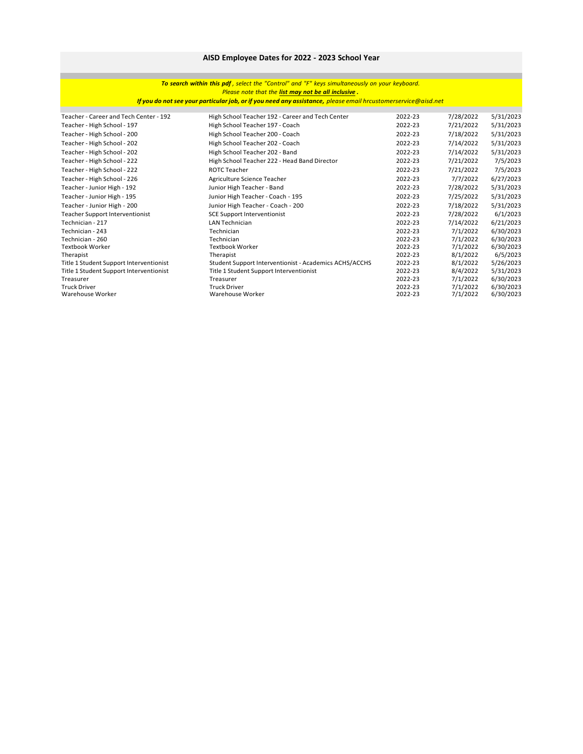## AISD Employee Dates for 2022 - 2023 School Year

***To search within this pdf**, select the "Control" and "F" keys simultaneously on your keyboard.*
*Please note that the **list may not be all inclusive**.*
***If you do not see your particular job, or if you need any assistance,** please email hrcustomerservice@aisd.net*

| | | | | |
|---|---|---|---|---|
| Teacher - Career and Tech Center - 192 | High School Teacher 192 - Career and Tech Center | 2022-23 | 7/28/2022 | 5/31/2023 |
| Teacher - High School - 197 | High School Teacher 197 - Coach | 2022-23 | 7/21/2022 | 5/31/2023 |
| Teacher - High School - 200 | High School Teacher 200 - Coach | 2022-23 | 7/18/2022 | 5/31/2023 |
| Teacher - High School - 202 | High School Teacher 202 - Coach | 2022-23 | 7/14/2022 | 5/31/2023 |
| Teacher - High School - 202 | High School Teacher 202 - Band | 2022-23 | 7/14/2022 | 5/31/2023 |
| Teacher - High School - 222 | High School Teacher 222 - Head Band Director | 2022-23 | 7/21/2022 | 7/5/2023 |
| Teacher - High School - 222 | ROTC Teacher | 2022-23 | 7/21/2022 | 7/5/2023 |
| Teacher - High School - 226 | Agriculture Science Teacher | 2022-23 | 7/7/2022 | 6/27/2023 |
| Teacher - Junior High - 192 | Junior High Teacher - Band | 2022-23 | 7/28/2022 | 5/31/2023 |
| Teacher - Junior High - 195 | Junior High Teacher - Coach - 195 | 2022-23 | 7/25/2022 | 5/31/2023 |
| Teacher - Junior High - 200 | Junior High Teacher - Coach - 200 | 2022-23 | 7/18/2022 | 5/31/2023 |
| Teacher Support Interventionist | SCE Support Interventionist | 2022-23 | 7/28/2022 | 6/1/2023 |
| Technician - 217 | LAN Technician | 2022-23 | 7/14/2022 | 6/21/2023 |
| Technician - 243 | Technician | 2022-23 | 7/1/2022 | 6/30/2023 |
| Technician - 260 | Technician | 2022-23 | 7/1/2022 | 6/30/2023 |
| Textbook Worker | Textbook Worker | 2022-23 | 7/1/2022 | 6/30/2023 |
| Therapist | Therapist | 2022-23 | 8/1/2022 | 6/5/2023 |
| Title 1 Student Support Interventionist | Student Support Interventionist - Academics ACHS/ACCHS | 2022-23 | 8/1/2022 | 5/26/2023 |
| Title 1 Student Support Interventionist | Title 1 Student Support Interventionist | 2022-23 | 8/4/2022 | 5/31/2023 |
| Treasurer | Treasurer | 2022-23 | 7/1/2022 | 6/30/2023 |
| Truck Driver | Truck Driver | 2022-23 | 7/1/2022 | 6/30/2023 |
| Warehouse Worker | Warehouse Worker | 2022-23 | 7/1/2022 | 6/30/2023 |